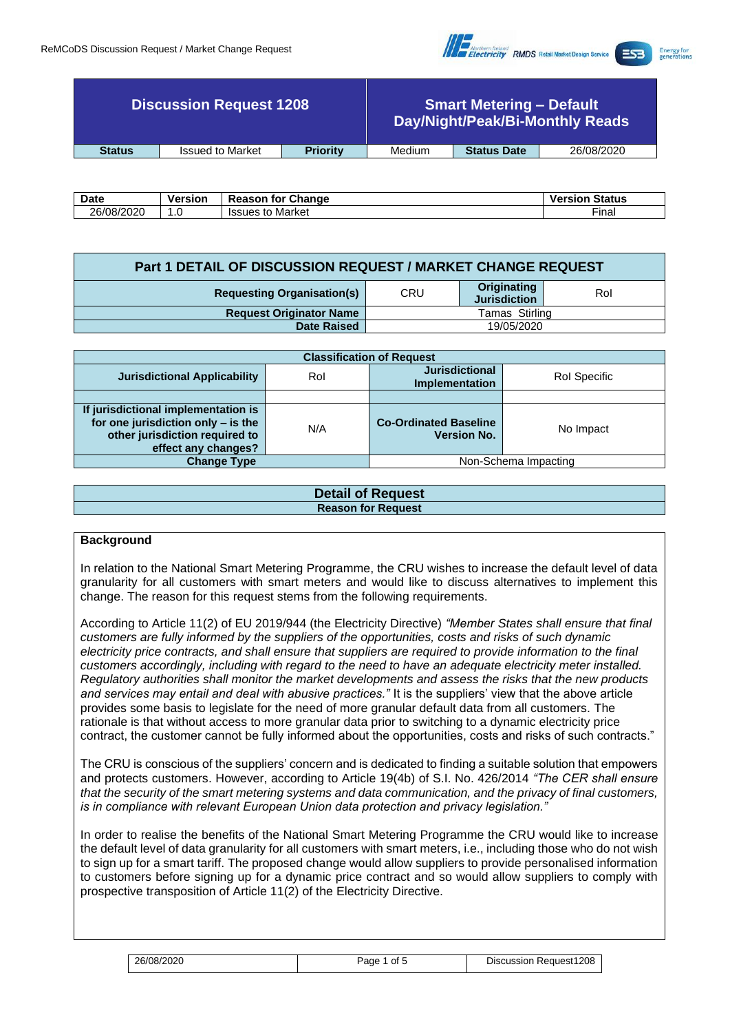| Discussion Request 1208 | | | Smart Metering – Default Day/Night/Peak/Bi-Monthly Reads | | |
|---|---|---|---|---|---|
| **Status** | Issued to Market | **Priority** | Medium | **Status Date** | 26/08/2020 |

| Date | Version | Reason for Change | Version Status |
|---|---|---|---|
| 26/08/2020 | 1.0 | Issues to Market | Final |

## Part 1 DETAIL OF DISCUSSION REQUEST / MARKET CHANGE REQUEST

| | | | |
|---|---|---|---|
| **Requesting Organisation(s)** | CRU | **Originating Jurisdiction** | RoI |
| **Request Originator Name** | Tamas Stirling | | |
| **Date Raised** | 19/05/2020 | | |

| Classification of Request | | | |
|---|---|---|---|
| **Jurisdictional Applicability** | RoI | **Jurisdictional Implementation** | RoI Specific |
| | | | |
| **If jurisdictional implementation is for one jurisdiction only – is the other jurisdiction required to effect any changes?** | N/A | **Co-Ordinated Baseline Version No.** | No Impact |
| **Change Type** | | Non-Schema Impacting | |

## Detail of Request

### Reason for Request

**Background**

In relation to the National Smart Metering Programme, the CRU wishes to increase the default level of data granularity for all customers with smart meters and would like to discuss alternatives to implement this change. The reason for this request stems from the following requirements.

According to Article 11(2) of EU 2019/944 (the Electricity Directive) *"Member States shall ensure that final customers are fully informed by the suppliers of the opportunities, costs and risks of such dynamic electricity price contracts, and shall ensure that suppliers are required to provide information to the final customers accordingly, including with regard to the need to have an adequate electricity meter installed. Regulatory authorities shall monitor the market developments and assess the risks that the new products and services may entail and deal with abusive practices."* It is the suppliers' view that the above article provides some basis to legislate for the need of more granular default data from all customers. The rationale is that without access to more granular data prior to switching to a dynamic electricity price contract, the customer cannot be fully informed about the opportunities, costs and risks of such contracts."

The CRU is conscious of the suppliers' concern and is dedicated to finding a suitable solution that empowers and protects customers. However, according to Article 19(4b) of S.I. No. 426/2014 *"The CER shall ensure that the security of the smart metering systems and data communication, and the privacy of final customers, is in compliance with relevant European Union data protection and privacy legislation."*

In order to realise the benefits of the National Smart Metering Programme the CRU would like to increase the default level of data granularity for all customers with smart meters, i.e., including those who do not wish to sign up for a smart tariff. The proposed change would allow suppliers to provide personalised information to customers before signing up for a dynamic price contract and so would allow suppliers to comply with prospective transposition of Article 11(2) of the Electricity Directive.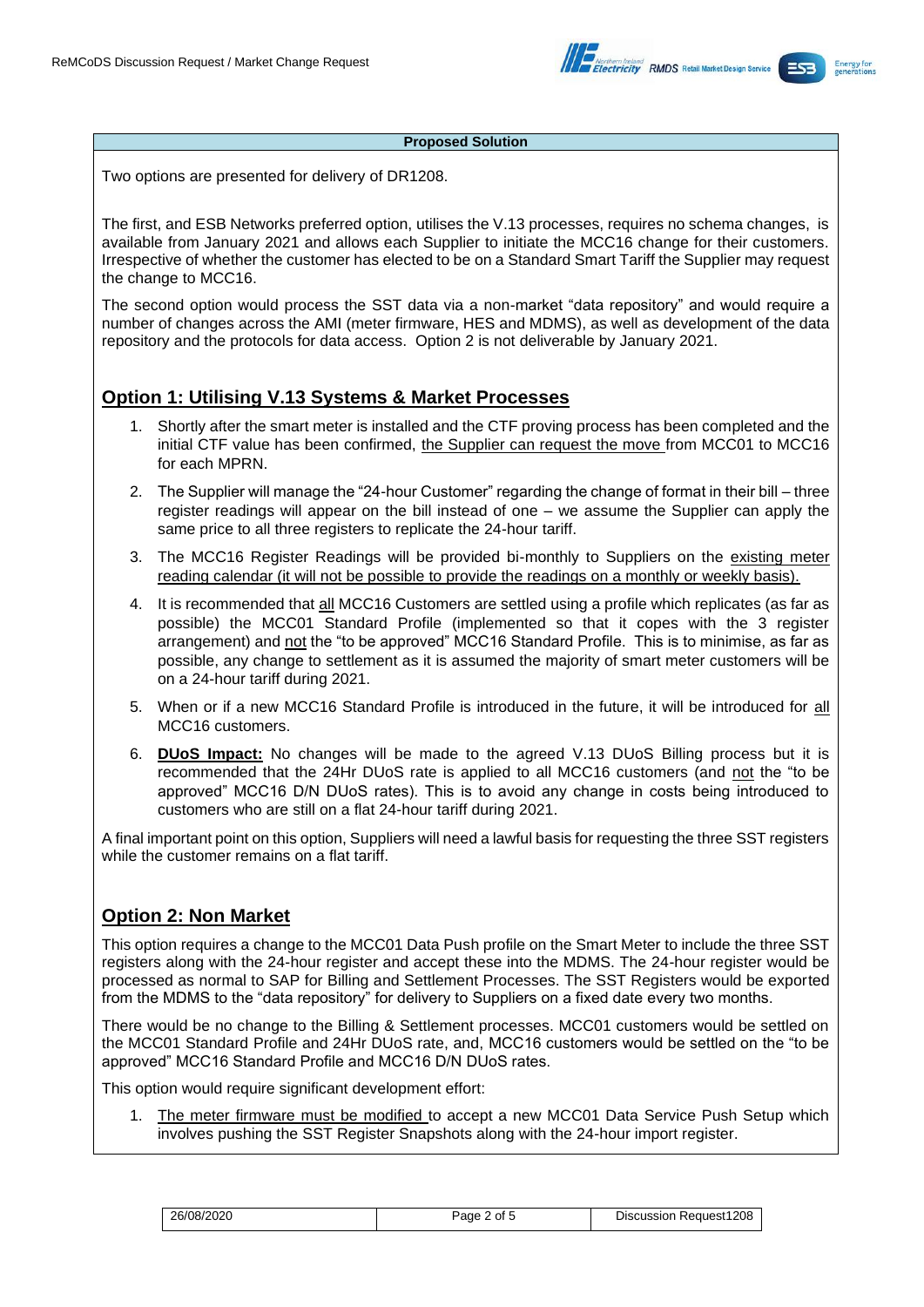**Proposed Solution**

Two options are presented for delivery of DR1208.

The first, and ESB Networks preferred option, utilises the V.13 processes, requires no schema changes, is available from January 2021 and allows each Supplier to initiate the MCC16 change for their customers. Irrespective of whether the customer has elected to be on a Standard Smart Tariff the Supplier may request the change to MCC16.

The second option would process the SST data via a non-market "data repository" and would require a number of changes across the AMI (meter firmware, HES and MDMS), as well as development of the data repository and the protocols for data access. Option 2 is not deliverable by January 2021.

## Option 1: Utilising V.13 Systems & Market Processes

1. Shortly after the smart meter is installed and the CTF proving process has been completed and the initial CTF value has been confirmed, the Supplier can request the move from MCC01 to MCC16 for each MPRN.
2. The Supplier will manage the "24-hour Customer" regarding the change of format in their bill – three register readings will appear on the bill instead of one – we assume the Supplier can apply the same price to all three registers to replicate the 24-hour tariff.
3. The MCC16 Register Readings will be provided bi-monthly to Suppliers on the existing meter reading calendar (it will not be possible to provide the readings on a monthly or weekly basis).
4. It is recommended that all MCC16 Customers are settled using a profile which replicates (as far as possible) the MCC01 Standard Profile (implemented so that it copes with the 3 register arrangement) and not the "to be approved" MCC16 Standard Profile. This is to minimise, as far as possible, any change to settlement as it is assumed the majority of smart meter customers will be on a 24-hour tariff during 2021.
5. When or if a new MCC16 Standard Profile is introduced in the future, it will be introduced for all MCC16 customers.
6. **DUoS Impact:** No changes will be made to the agreed V.13 DUoS Billing process but it is recommended that the 24Hr DUoS rate is applied to all MCC16 customers (and not the "to be approved" MCC16 D/N DUoS rates). This is to avoid any change in costs being introduced to customers who are still on a flat 24-hour tariff during 2021.

A final important point on this option, Suppliers will need a lawful basis for requesting the three SST registers while the customer remains on a flat tariff.

## Option 2: Non Market

This option requires a change to the MCC01 Data Push profile on the Smart Meter to include the three SST registers along with the 24-hour register and accept these into the MDMS. The 24-hour register would be processed as normal to SAP for Billing and Settlement Processes. The SST Registers would be exported from the MDMS to the "data repository" for delivery to Suppliers on a fixed date every two months.

There would be no change to the Billing & Settlement processes. MCC01 customers would be settled on the MCC01 Standard Profile and 24Hr DUoS rate, and, MCC16 customers would be settled on the "to be approved" MCC16 Standard Profile and MCC16 D/N DUoS rates.

This option would require significant development effort:

1. The meter firmware must be modified to accept a new MCC01 Data Service Push Setup which involves pushing the SST Register Snapshots along with the 24-hour import register.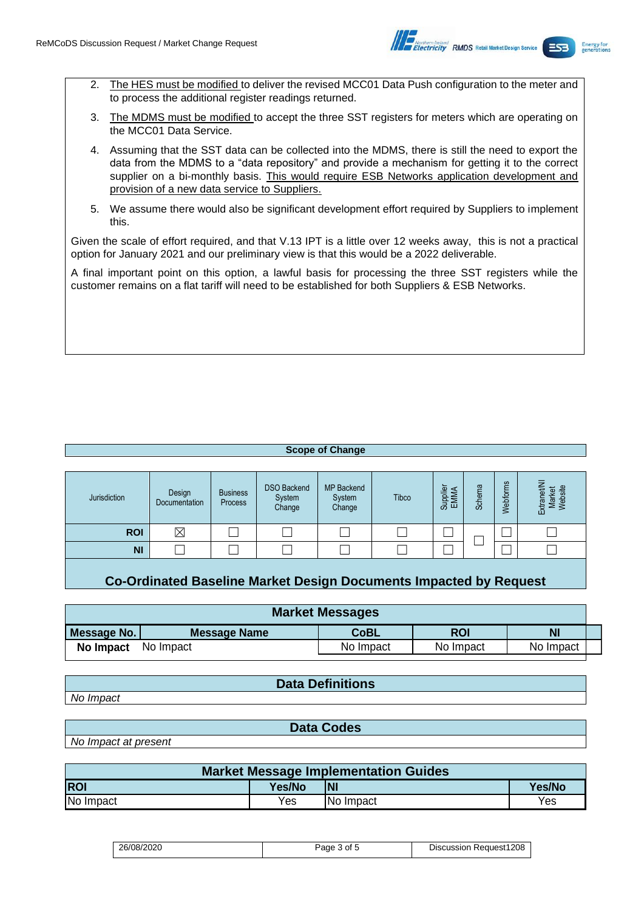2. The HES must be modified to deliver the revised MCC01 Data Push configuration to the meter and to process the additional register readings returned.
3. The MDMS must be modified to accept the three SST registers for meters which are operating on the MCC01 Data Service.
4. Assuming that the SST data can be collected into the MDMS, there is still the need to export the data from the MDMS to a "data repository" and provide a mechanism for getting it to the correct supplier on a bi-monthly basis. This would require ESB Networks application development and provision of a new data service to Suppliers.
5. We assume there would also be significant development effort required by Suppliers to implement this.

Given the scale of effort required, and that V.13 IPT is a little over 12 weeks away, this is not a practical option for January 2021 and our preliminary view is that this would be a 2022 deliverable.

A final important point on this option, a lawful basis for processing the three SST registers while the customer remains on a flat tariff will need to be established for both Suppliers & ESB Networks.

## Scope of Change

| Jurisdiction | Design Documentation | Business Process | DSO Backend System Change | MP Backend System Change | Tibco | Supplier EMMA | Schema | Webforms | Extranet/NI Market Website |
|---|---|---|---|---|---|---|---|---|---|
| **ROI** | ☒ | ☐ | ☐ | ☐ | ☐ | ☐ | ☐ | ☐ | ☐ |
| **NI** | ☐ | ☐ | ☐ | ☐ | ☐ | ☐ | | ☐ | ☐ |

## Co-Ordinated Baseline Market Design Documents Impacted by Request

| Market Messages | | | | |
|---|---|---|---|---|
| **Message No.** | **Message Name** | **CoBL** | **ROI** | **NI** |
| **No Impact** | No Impact | No Impact | No Impact | No Impact |

| Data Definitions |
|---|
| *No Impact* |

| Data Codes |
|---|
| *No Impact at present* |

| Market Message Implementation Guides | | | |
|---|---|---|---|
| **ROI** | **Yes/No** | **NI** | **Yes/No** |
| No Impact | Yes | No Impact | Yes |

| 26/08/2020 | Page 3 of 5 | Discussion Request1208 |
|---|---|---|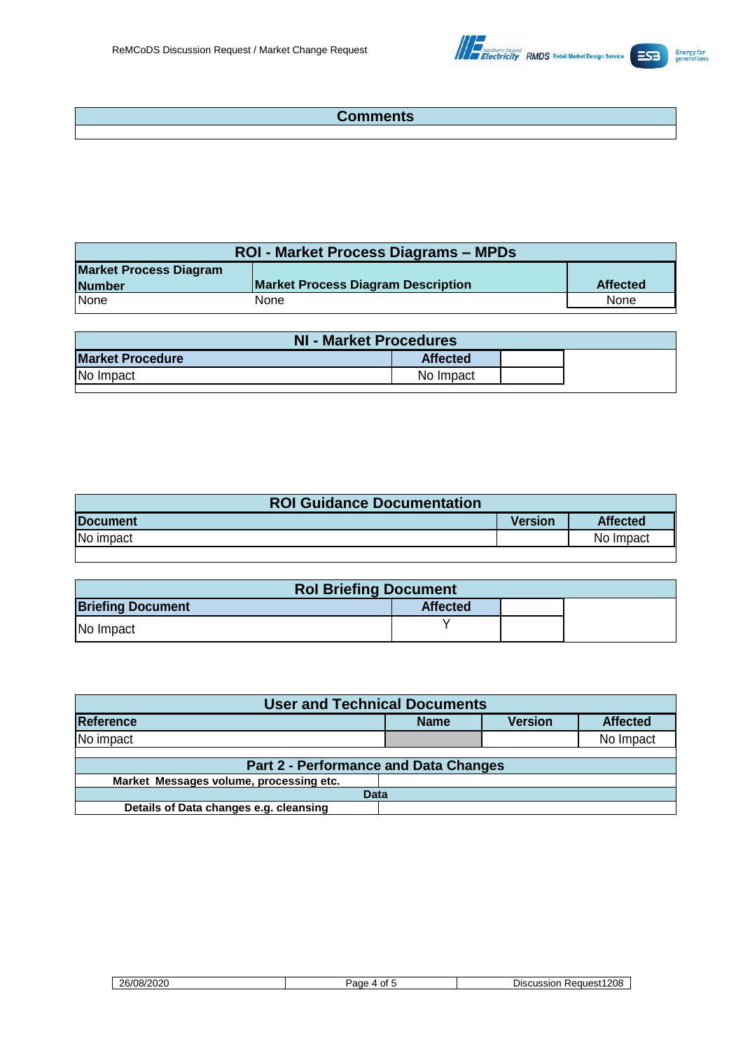| Comments |
| --- |
| |

| ROI - Market Process Diagrams – MPDs | | |
| --- | --- | --- |
| **Market Process Diagram Number** | **Market Process Diagram Description** | **Affected** |
| None | None | None |

| NI - Market Procedures | | |
| --- | --- | --- |
| **Market Procedure** | **Affected** | |
| No Impact | No Impact | |

| ROI Guidance Documentation | | |
| --- | --- | --- |
| **Document** | **Version** | **Affected** |
| No impact | | No Impact |

| RoI Briefing Document | | |
| --- | --- | --- |
| **Briefing Document** | **Affected** | |
| No Impact | Y | |

| User and Technical Documents | | | |
| --- | --- | --- | --- |
| **Reference** | **Name** | **Version** | **Affected** |
| No impact | | | No Impact |

| Part 2 - Performance and Data Changes | |
| --- | --- |
| **Market Messages volume, processing etc.** | |
| **Data** | |
| **Details of Data changes e.g. cleansing** | |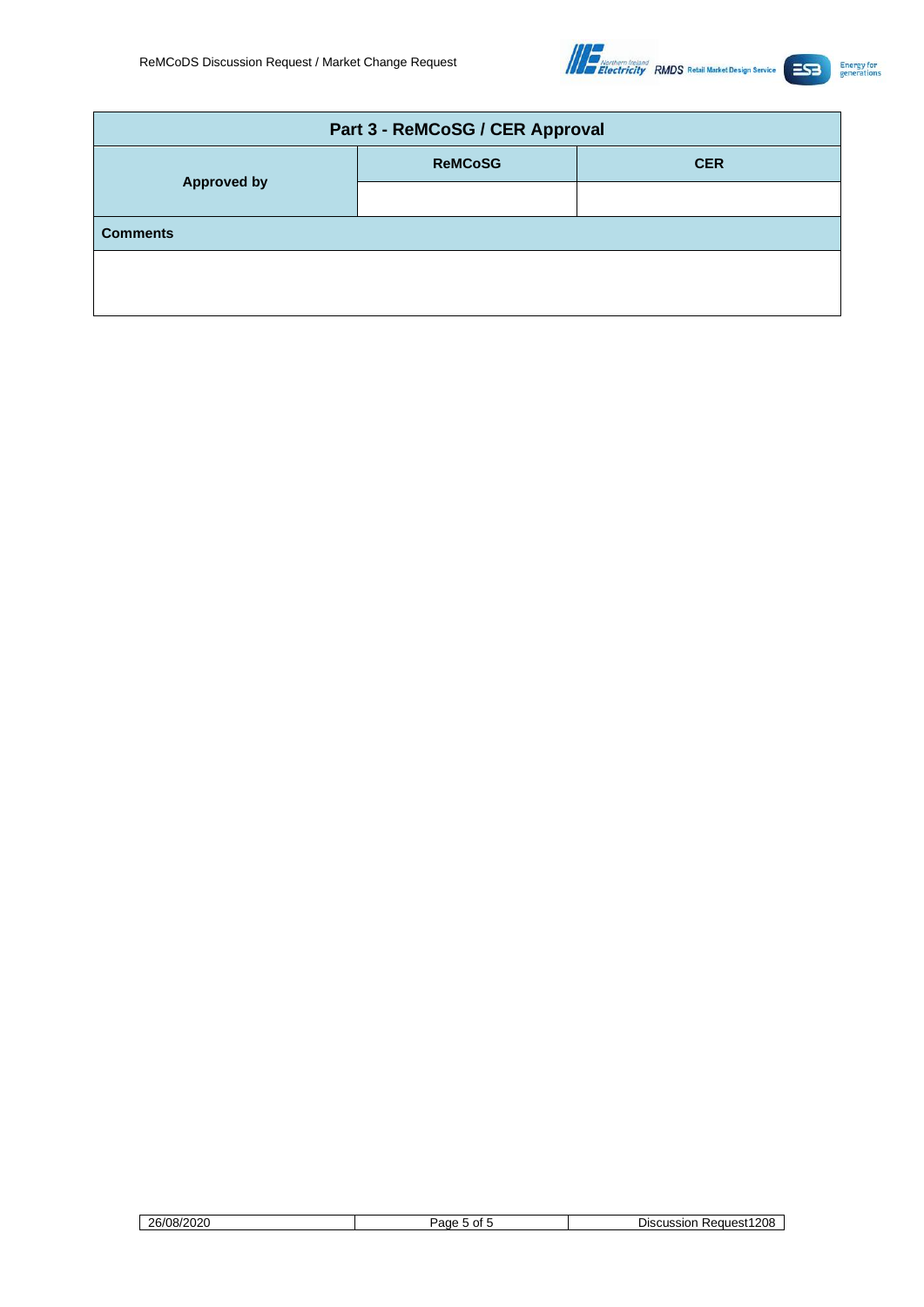| Part 3 - ReMCoSG / CER Approval | | |
|---|---|---|
| **Approved by** | **ReMCoSG** | **CER** |
| | | |
| **Comments** | | |
| | | |